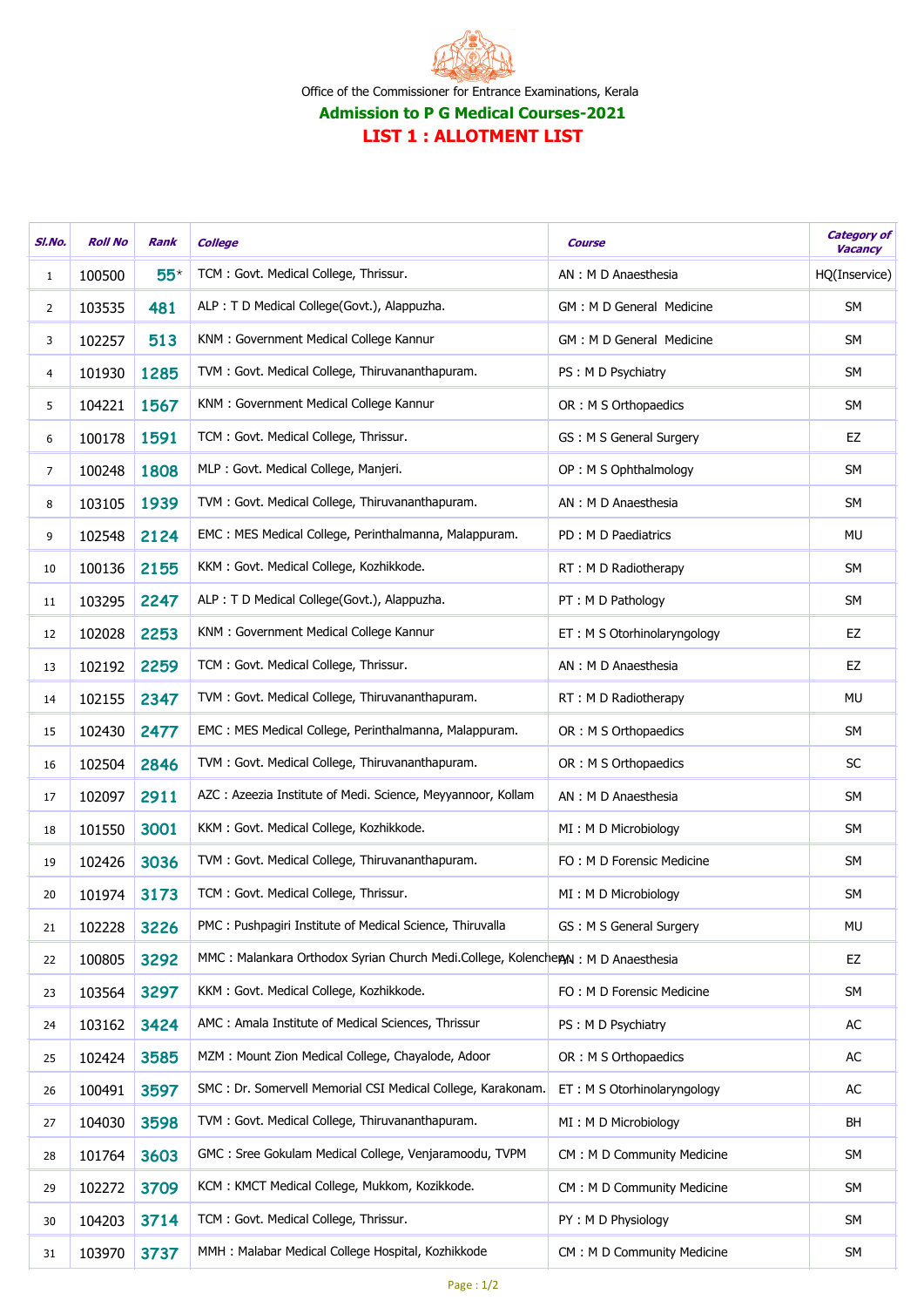Office of the Commissioner for Entrance Examinations, Kerala

## Admission to P G Medical Courses-2021

## LIST 1 : ALLOTMENT LIST

| Sl.No. | Roll No | Rank | College | Course | Category of Vacancy |
|---|---|---|---|---|---|
| 1 | 100500 | 55* | TCM : Govt. Medical College, Thrissur. | AN : M D Anaesthesia | HQ(Inservice) |
| 2 | 103535 | 481 | ALP : T D Medical College(Govt.), Alappuzha. | GM : M D General Medicine | SM |
| 3 | 102257 | 513 | KNM : Government Medical College Kannur | GM : M D General Medicine | SM |
| 4 | 101930 | 1285 | TVM : Govt. Medical College, Thiruvananthapuram. | PS : M D Psychiatry | SM |
| 5 | 104221 | 1567 | KNM : Government Medical College Kannur | OR : M S Orthopaedics | SM |
| 6 | 100178 | 1591 | TCM : Govt. Medical College, Thrissur. | GS : M S General Surgery | EZ |
| 7 | 100248 | 1808 | MLP : Govt. Medical College, Manjeri. | OP : M S Ophthalmology | SM |
| 8 | 103105 | 1939 | TVM : Govt. Medical College, Thiruvananthapuram. | AN : M D Anaesthesia | SM |
| 9 | 102548 | 2124 | EMC : MES Medical College, Perinthalmanna, Malappuram. | PD : M D Paediatrics | MU |
| 10 | 100136 | 2155 | KKM : Govt. Medical College, Kozhikkode. | RT : M D Radiotherapy | SM |
| 11 | 103295 | 2247 | ALP : T D Medical College(Govt.), Alappuzha. | PT : M D Pathology | SM |
| 12 | 102028 | 2253 | KNM : Government Medical College Kannur | ET : M S Otorhinolaryngology | EZ |
| 13 | 102192 | 2259 | TCM : Govt. Medical College, Thrissur. | AN : M D Anaesthesia | EZ |
| 14 | 102155 | 2347 | TVM : Govt. Medical College, Thiruvananthapuram. | RT : M D Radiotherapy | MU |
| 15 | 102430 | 2477 | EMC : MES Medical College, Perinthalmanna, Malappuram. | OR : M S Orthopaedics | SM |
| 16 | 102504 | 2846 | TVM : Govt. Medical College, Thiruvananthapuram. | OR : M S Orthopaedics | SC |
| 17 | 102097 | 2911 | AZC : Azeezia Institute of Medi. Science, Meyyannoor, Kollam | AN : M D Anaesthesia | SM |
| 18 | 101550 | 3001 | KKM : Govt. Medical College, Kozhikkode. | MI : M D Microbiology | SM |
| 19 | 102426 | 3036 | TVM : Govt. Medical College, Thiruvananthapuram. | FO : M D Forensic Medicine | SM |
| 20 | 101974 | 3173 | TCM : Govt. Medical College, Thrissur. | MI : M D Microbiology | SM |
| 21 | 102228 | 3226 | PMC : Pushpagiri Institute of Medical Science, Thiruvalla | GS : M S General Surgery | MU |
| 22 | 100805 | 3292 | MMC : Malankara Orthodox Syrian Church Medi.College, Kolenchery | AN : M D Anaesthesia | EZ |
| 23 | 103564 | 3297 | KKM : Govt. Medical College, Kozhikkode. | FO : M D Forensic Medicine | SM |
| 24 | 103162 | 3424 | AMC : Amala Institute of Medical Sciences, Thrissur | PS : M D Psychiatry | AC |
| 25 | 102424 | 3585 | MZM : Mount Zion Medical College, Chayalode, Adoor | OR : M S Orthopaedics | AC |
| 26 | 100491 | 3597 | SMC : Dr. Somervell Memorial CSI Medical College, Karakonam. | ET : M S Otorhinolaryngology | AC |
| 27 | 104030 | 3598 | TVM : Govt. Medical College, Thiruvananthapuram. | MI : M D Microbiology | BH |
| 28 | 101764 | 3603 | GMC : Sree Gokulam Medical College, Venjaramoodu, TVPM | CM : M D Community Medicine | SM |
| 29 | 102272 | 3709 | KCM : KMCT Medical College, Mukkom, Kozikkode. | CM : M D Community Medicine | SM |
| 30 | 104203 | 3714 | TCM : Govt. Medical College, Thrissur. | PY : M D Physiology | SM |
| 31 | 103970 | 3737 | MMH : Malabar Medical College Hospital, Kozhikkode | CM : M D Community Medicine | SM |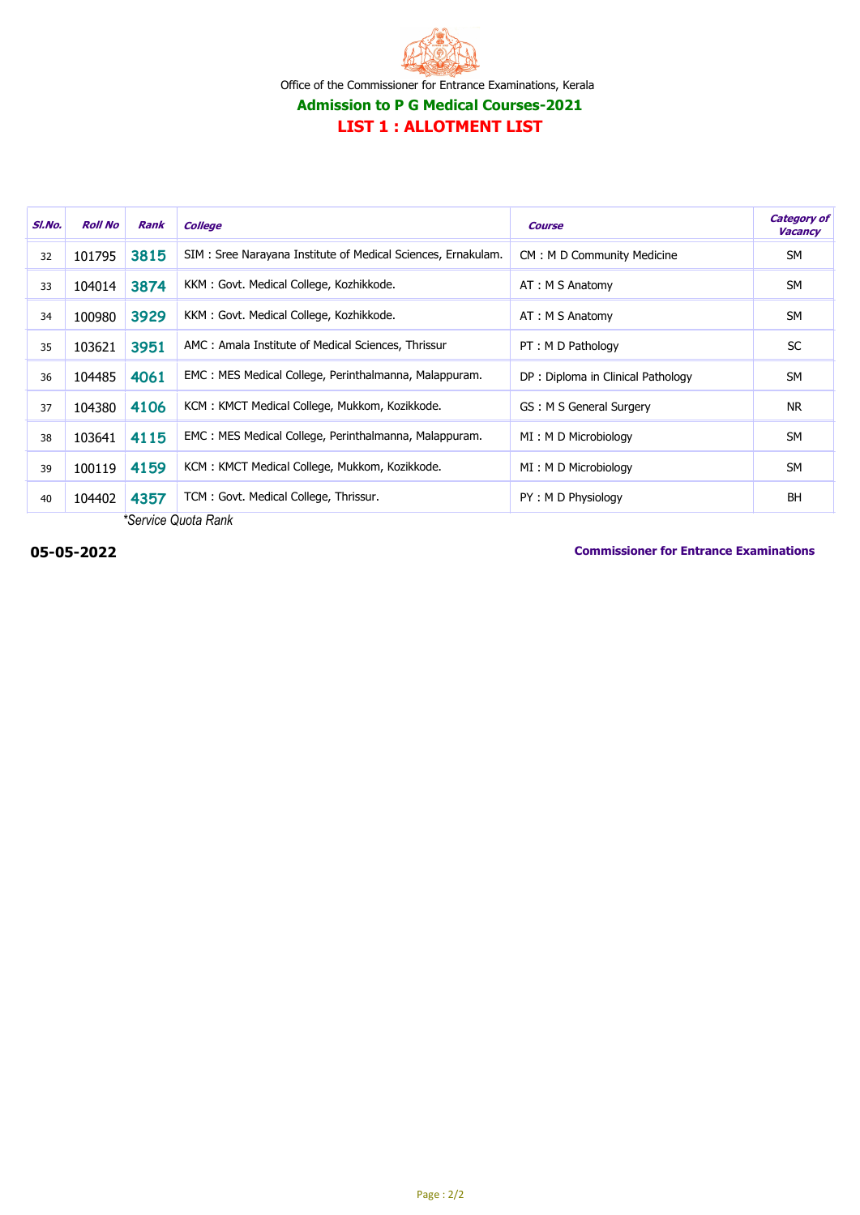Office of the Commissioner for Entrance Examinations, Kerala

## Admission to P G Medical Courses-2021

# LIST 1 : ALLOTMENT LIST

| *Sl.No.* | *Roll No* | *Rank* | *College* | *Course* | *Category of Vacancy* |
|---|---|---|---|---|---|
| 32 | 101795 | **3815** | SIM : Sree Narayana Institute of Medical Sciences, Ernakulam. | CM : M D Community Medicine | SM |
| 33 | 104014 | **3874** | KKM : Govt. Medical College, Kozhikkode. | AT : M S Anatomy | SM |
| 34 | 100980 | **3929** | KKM : Govt. Medical College, Kozhikkode. | AT : M S Anatomy | SM |
| 35 | 103621 | **3951** | AMC : Amala Institute of Medical Sciences, Thrissur | PT : M D Pathology | SC |
| 36 | 104485 | **4061** | EMC : MES Medical College, Perinthalmanna, Malappuram. | DP : Diploma in Clinical Pathology | SM |
| 37 | 104380 | **4106** | KCM : KMCT Medical College, Mukkom, Kozikkode. | GS : M S General Surgery | NR |
| 38 | 103641 | **4115** | EMC : MES Medical College, Perinthalmanna, Malappuram. | MI : M D Microbiology | SM |
| 39 | 100119 | **4159** | KCM : KMCT Medical College, Mukkom, Kozikkode. | MI : M D Microbiology | SM |
| 40 | 104402 | **4357** | TCM : Govt. Medical College, Thrissur. | PY : M D Physiology | BH |

*\*Service Quota Rank*

**05-05-2022**

**Commissioner for Entrance Examinations**